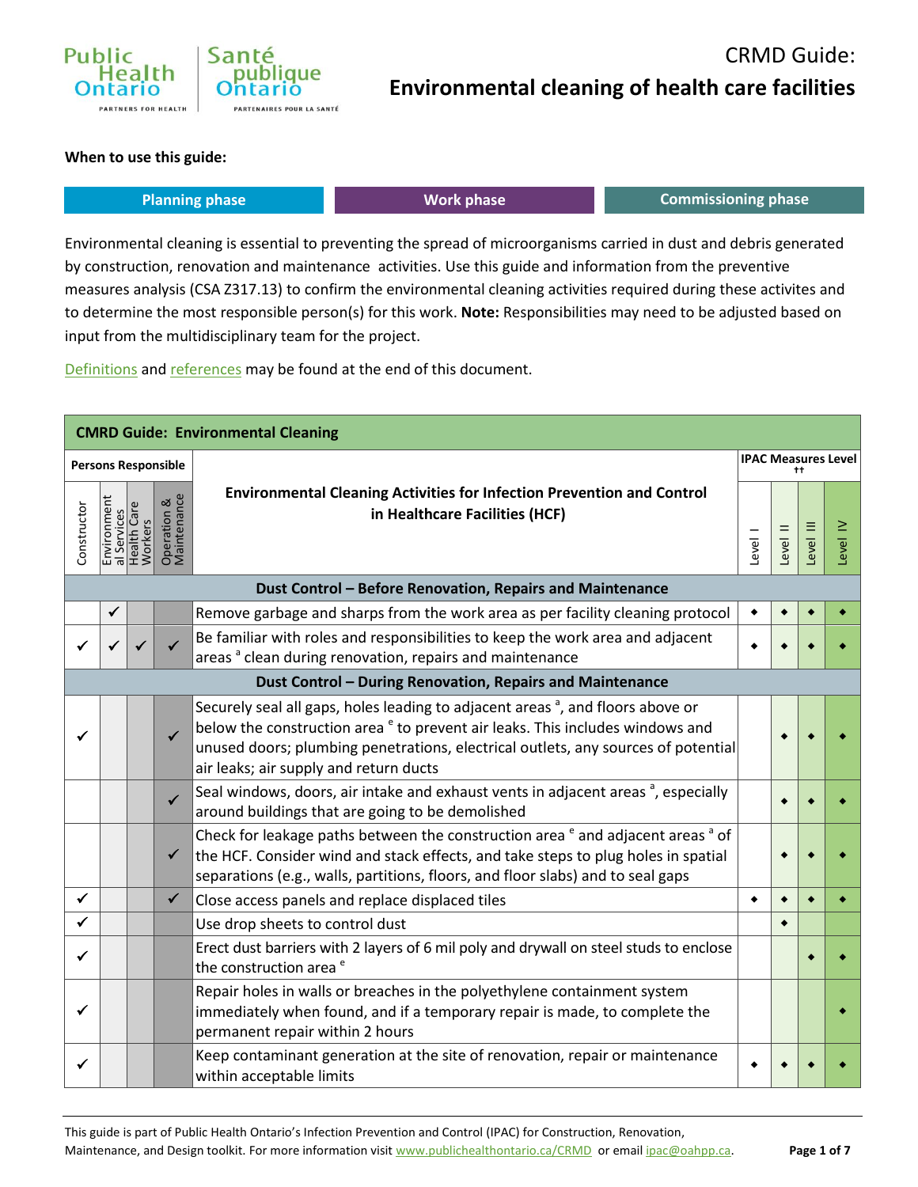# CRMD Guide: Environmental cleaning of health care facilities

**When to use this guide:**

| Planning phase | Work phase | Commissioning phase |
|---|---|---|

Environmental cleaning is essential to preventing the spread of microorganisms carried in dust and debris generated by construction, renovation and maintenance activities. Use this guide and information from the preventive measures analysis (CSA Z317.13) to confirm the environmental cleaning activities required during these activites and to determine the most responsible person(s) for this work. **Note:** Responsibilities may need to be adjusted based on input from the multidisciplinary team for the project.

Definitions and references may be found at the end of this document.

**CMRD Guide: Environmental Cleaning**

| Persons Responsible | | | | Environmental Cleaning Activities for Infection Prevention and Control in Healthcare Facilities (HCF) | IPAC Measures Level [††] | | | |
|---|---|---|---|---|---|---|---|---|
| Constructor | Environmental Services | Health Care Workers | Operation & Maintenance | | Level I | Level II | Level III | Level IV |
| | | | | **Dust Control – Before Renovation, Repairs and Maintenance** | | | | |
| | ✓ | | | Remove garbage and sharps from the work area as per facility cleaning protocol | ◆ | ◆ | ◆ | ◆ |
| ✓ | ✓ | ✓ | ✓ | Be familiar with roles and responsibilities to keep the work area and adjacent areas [a] clean during renovation, repairs and maintenance | ◆ | ◆ | ◆ | ◆ |
| | | | | **Dust Control – During Renovation, Repairs and Maintenance** | | | | |
| ✓ | | | ✓ | Securely seal all gaps, holes leading to adjacent areas [a], and floors above or below the construction area [e] to prevent air leaks. This includes windows and unused doors; plumbing penetrations, electrical outlets, any sources of potential air leaks; air supply and return ducts | | ◆ | ◆ | ◆ |
| | | | ✓ | Seal windows, doors, air intake and exhaust vents in adjacent areas [a], especially around buildings that are going to be demolished | | ◆ | ◆ | ◆ |
| | | | ✓ | Check for leakage paths between the construction area [e] and adjacent areas [a] of the HCF. Consider wind and stack effects, and take steps to plug holes in spatial separations (e.g., walls, partitions, floors, and floor slabs) and to seal gaps | | ◆ | ◆ | ◆ |
| ✓ | | | ✓ | Close access panels and replace displaced tiles | ◆ | ◆ | ◆ | ◆ |
| ✓ | | | | Use drop sheets to control dust | | ◆ | | |
| ✓ | | | | Erect dust barriers with 2 layers of 6 mil poly and drywall on steel studs to enclose the construction area [e] | | | ◆ | ◆ |
| ✓ | | | | Repair holes in walls or breaches in the polyethylene containment system immediately when found, and if a temporary repair is made, to complete the permanent repair within 2 hours | | | | ◆ |
| ✓ | | | | Keep contaminant generation at the site of renovation, repair or maintenance within acceptable limits | ◆ | ◆ | ◆ | ◆ |

This guide is part of Public Health Ontario's Infection Prevention and Control (IPAC) for Construction, Renovation, Maintenance, and Design toolkit. For more information visit www.publichealthontario.ca/CRMD or email ipac@oahpp.ca.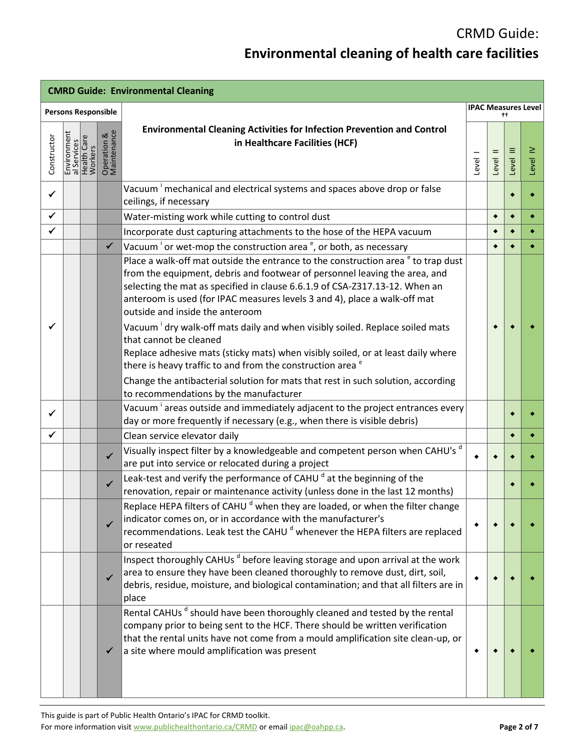# CRMD Guide: Environmental cleaning of health care facilities

| CMRD Guide: Environmental Cleaning | | | | | | | | |
|---|---|---|---|---|---|---|---|---|
| Persons Responsible | | | | Environmental Cleaning Activities for Infection Prevention and Control in Healthcare Facilities (HCF) | IPAC Measures Level †† | | | |
| Constructor | Environmental Services | Health Care Workers | Operation & Maintenance | | Level I | Level II | Level III | Level IV |
| ✓ | | | | Vacuum [i] mechanical and electrical systems and spaces above drop or false ceilings, if necessary | | | ◆ | ◆ |
| ✓ | | | | Water-misting work while cutting to control dust | | ◆ | ◆ | ◆ |
| ✓ | | | | Incorporate dust capturing attachments to the hose of the HEPA vacuum | | ◆ | ◆ | ◆ |
| | | | ✓ | Vacuum [i] or wet-mop the construction area [e], or both, as necessary | | ◆ | ◆ | ◆ |
| ✓ | | | | Place a walk-off mat outside the entrance to the construction area [e] to trap dust from the equipment, debris and footwear of personnel leaving the area, and selecting the mat as specified in clause 6.6.1.9 of CSA-Z317.13-12. When an anteroom is used (for IPAC measures levels 3 and 4), place a walk-off mat outside and inside the anteroom<br><br>Vacuum [i] dry walk-off mats daily and when visibly soiled. Replace soiled mats that cannot be cleaned<br>Replace adhesive mats (sticky mats) when visibly soiled, or at least daily where there is heavy traffic to and from the construction area [e]<br><br>Change the antibacterial solution for mats that rest in such solution, according to recommendations by the manufacturer | | ◆ | ◆ | ◆ |
| ✓ | | | | Vacuum [i] areas outside and immediately adjacent to the project entrances every day or more frequently if necessary (e.g., when there is visible debris) | | | ◆ | ◆ |
| ✓ | | | | Clean service elevator daily | | | ◆ | ◆ |
| | | | ✓ | Visually inspect filter by a knowledgeable and competent person when CAHU's [d] are put into service or relocated during a project | ◆ | ◆ | ◆ | ◆ |
| | | | ✓ | Leak-test and verify the performance of CAHU [d] at the beginning of the renovation, repair or maintenance activity (unless done in the last 12 months) | | | ◆ | ◆ |
| | | | ✓ | Replace HEPA filters of CAHU [d] when they are loaded, or when the filter change indicator comes on, or in accordance with the manufacturer's recommendations. Leak test the CAHU [d] whenever the HEPA filters are replaced or reseated | ◆ | ◆ | ◆ | ◆ |
| | | | ✓ | Inspect thoroughly CAHUs [d] before leaving storage and upon arrival at the work area to ensure they have been cleaned thoroughly to remove dust, dirt, soil, debris, residue, moisture, and biological contamination; and that all filters are in place | ◆ | ◆ | ◆ | ◆ |
| | | | ✓ | Rental CAHUs [d] should have been thoroughly cleaned and tested by the rental company prior to being sent to the HCF. There should be written verification that the rental units have not come from a mould amplification site clean-up, or a site where mould amplification was present | ◆ | ◆ | ◆ | ◆ |

This guide is part of Public Health Ontario's IPAC for CRMD toolkit.
For more information visit www.publichealthontario.ca/CRMD or email ipac@oahpp.ca.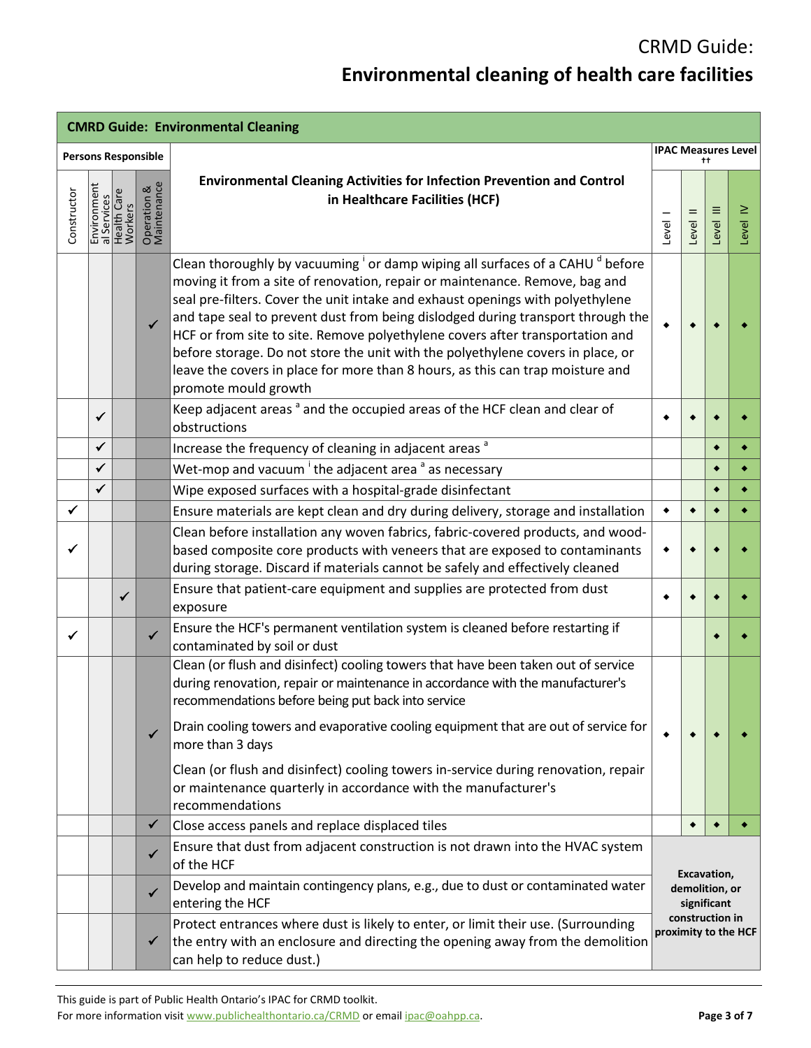# CRMD Guide: Environmental cleaning of health care facilities

| CMRD Guide: Environmental Cleaning | | | | | | | | |
|---|---|---|---|---|---|---|---|---|
| Persons Responsible | | | | Environmental Cleaning Activities for Infection Prevention and Control in Healthcare Facilities (HCF) | IPAC Measures Level †† | | | |
| Constructor | Environmental Services | Health Care Workers | Operation & Maintenance | | Level I | Level II | Level III | Level IV |
| | | | ✓ | Clean thoroughly by vacuuming [i] or damp wiping all surfaces of a CAHU [d] before moving it from a site of renovation, repair or maintenance. Remove, bag and seal pre-filters. Cover the unit intake and exhaust openings with polyethylene and tape seal to prevent dust from being dislodged during transport through the HCF or from site to site. Remove polyethylene covers after transportation and before storage. Do not store the unit with the polyethylene covers in place, or leave the covers in place for more than 8 hours, as this can trap moisture and promote mould growth | ◆ | ◆ | ◆ | ◆ |
| | ✓ | | | Keep adjacent areas [a] and the occupied areas of the HCF clean and clear of obstructions | ◆ | ◆ | ◆ | ◆ |
| | ✓ | | | Increase the frequency of cleaning in adjacent areas [a] | | | ◆ | ◆ |
| | ✓ | | | Wet-mop and vacuum [i] the adjacent area [a] as necessary | | | ◆ | ◆ |
| | ✓ | | | Wipe exposed surfaces with a hospital-grade disinfectant | | | ◆ | ◆ |
| ✓ | | | | Ensure materials are kept clean and dry during delivery, storage and installation | ◆ | ◆ | ◆ | ◆ |
| ✓ | | | | Clean before installation any woven fabrics, fabric-covered products, and wood-based composite core products with veneers that are exposed to contaminants during storage. Discard if materials cannot be safely and effectively cleaned | ◆ | ◆ | ◆ | ◆ |
| | | ✓ | | Ensure that patient-care equipment and supplies are protected from dust exposure | ◆ | ◆ | ◆ | ◆ |
| ✓ | | | ✓ | Ensure the HCF's permanent ventilation system is cleaned before restarting if contaminated by soil or dust | | | ◆ | ◆ |
| | | | ✓ | Clean (or flush and disinfect) cooling towers that have been taken out of service during renovation, repair or maintenance in accordance with the manufacturer's recommendations before being put back into service<br><br>Drain cooling towers and evaporative cooling equipment that are out of service for more than 3 days<br><br>Clean (or flush and disinfect) cooling towers in-service during renovation, repair or maintenance quarterly in accordance with the manufacturer's recommendations | ◆ | ◆ | ◆ | ◆ |
| | | | ✓ | Close access panels and replace displaced tiles | | ◆ | ◆ | ◆ |
| | | | ✓ | Ensure that dust from adjacent construction is not drawn into the HVAC system of the HCF | Excavation, demolition, or significant construction in proximity to the HCF | | | |
| | | | ✓ | Develop and maintain contingency plans, e.g., due to dust or contaminated water entering the HCF | | | | |
| | | | ✓ | Protect entrances where dust is likely to enter, or limit their use. (Surrounding the entry with an enclosure and directing the opening away from the demolition can help to reduce dust.) | | | | |

This guide is part of Public Health Ontario's IPAC for CRMD toolkit.
For more information visit www.publichealthontario.ca/CRMD or email ipac@oahpp.ca.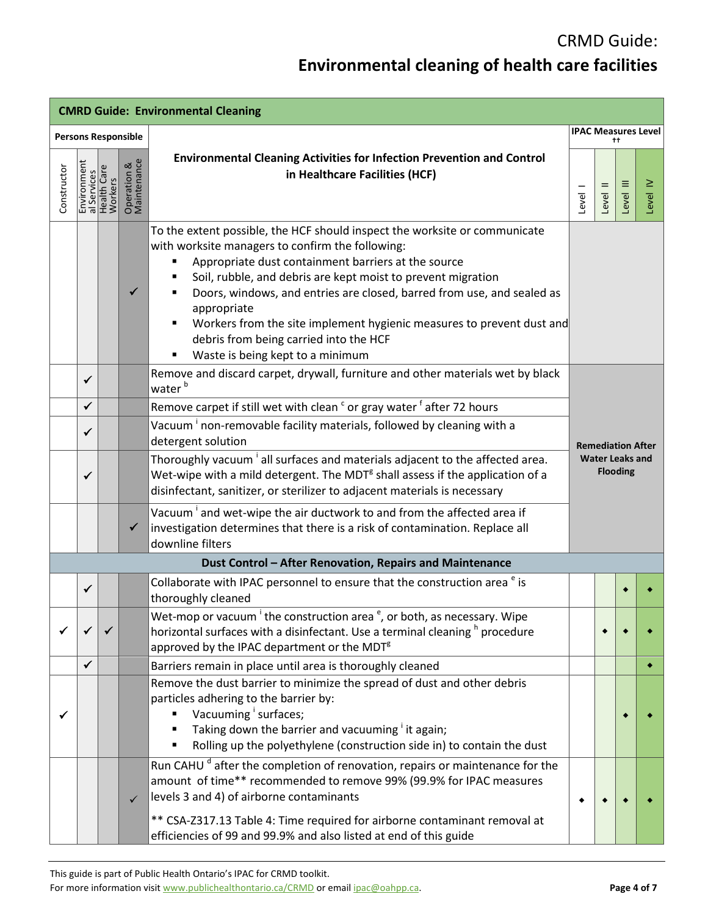| CMRD Guide: Environmental Cleaning | | | | | | | | |
|---|---|---|---|---|---|---|---|---|
| **Persons Responsible** | | | | **Environmental Cleaning Activities for Infection Prevention and Control in Healthcare Facilities (HCF)** | **IPAC Measures Level ††** | | | |
| Constructor | Environmental Services | Health Care Workers | Operation & Maintenance | | Level I | Level II | Level III | Level IV |
| | | | ✓ | To the extent possible, the HCF should inspect the worksite or communicate with worksite managers to confirm the following:<br>▪ Appropriate dust containment barriers at the source<br>▪ Soil, rubble, and debris are kept moist to prevent migration<br>▪ Doors, windows, and entries are closed, barred from use, and sealed as appropriate<br>▪ Workers from the site implement hygienic measures to prevent dust and debris from being carried into the HCF<br>▪ Waste is being kept to a minimum | | | | |
| | ✓ | | | Remove and discard carpet, drywall, furniture and other materials wet by black water [b] | **Remediation After Water Leaks and Flooding** | | | |
| | ✓ | | | Remove carpet if still wet with clean [c] or gray water [f] after 72 hours | | | | |
| | ✓ | | | Vacuum [i] non-removable facility materials, followed by cleaning with a detergent solution | | | | |
| | ✓ | | | Thoroughly vacuum [i] all surfaces and materials adjacent to the affected area. Wet-wipe with a mild detergent. The MDT[g] shall assess if the application of a disinfectant, sanitizer, or sterilizer to adjacent materials is necessary | | | | |
| | | | ✓ | Vacuum [i] and wet-wipe the air ductwork to and from the affected area if investigation determines that there is a risk of contamination. Replace all downline filters | | | | |
| **Dust Control – After Renovation, Repairs and Maintenance** | | | | | | | | |
| | ✓ | | | Collaborate with IPAC personnel to ensure that the construction area [e] is thoroughly cleaned | | | ◆ | ◆ |
| ✓ | ✓ | ✓ | | Wet-mop or vacuum [i] the construction area [e], or both, as necessary. Wipe horizontal surfaces with a disinfectant. Use a terminal cleaning [h] procedure approved by the IPAC department or the MDT[g] | | ◆ | ◆ | ◆ |
| | ✓ | | | Barriers remain in place until area is thoroughly cleaned | | | | ◆ |
| ✓ | | | | Remove the dust barrier to minimize the spread of dust and other debris particles adhering to the barrier by:<br>▪ Vacuuming [i] surfaces;<br>▪ Taking down the barrier and vacuuming [i] it again;<br>▪ Rolling up the polyethylene (construction side in) to contain the dust | | | ◆ | ◆ |
| | | | ✓ | Run CAHU [d] after the completion of renovation, repairs or maintenance for the amount of time** recommended to remove 99% (99.9% for IPAC measures levels 3 and 4) of airborne contaminants<br><br>** CSA-Z317.13 Table 4: Time required for airborne contaminant removal at efficiencies of 99 and 99.9% and also listed at end of this guide | ◆ | ◆ | ◆ | ◆ |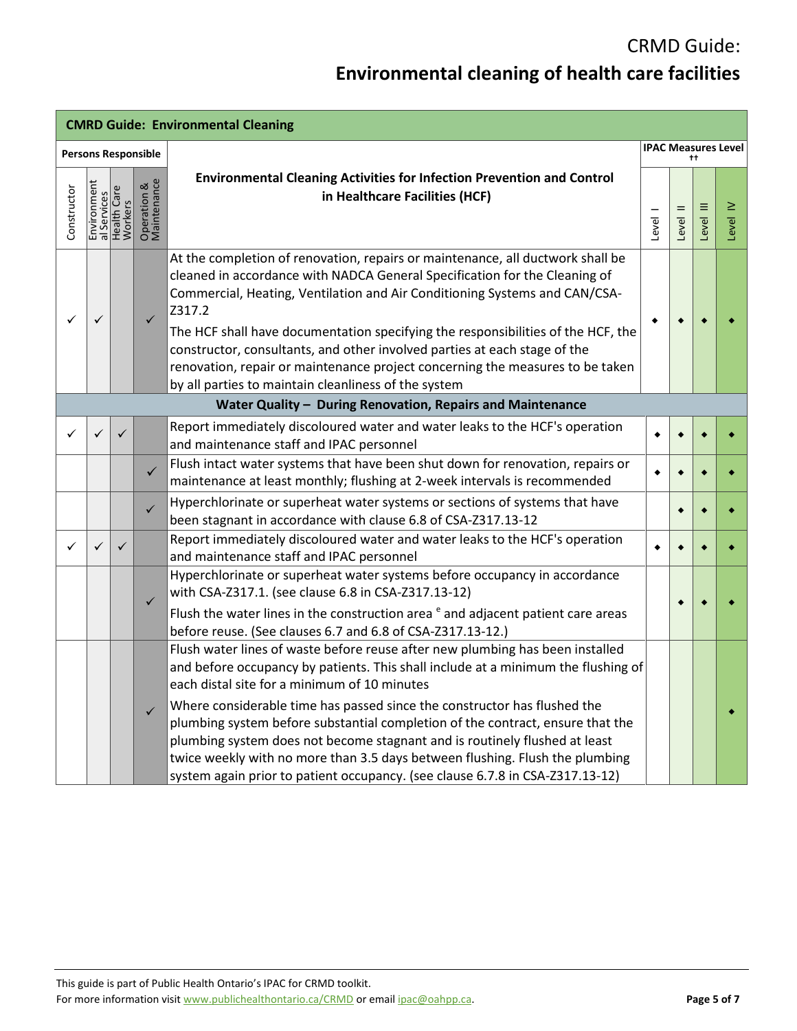# CRMD Guide: Environmental cleaning of health care facilities

| CMRD Guide: Environmental Cleaning | | | | | | | | |
|---|---|---|---|---|---|---|---|---|
| Persons Responsible | | | | Environmental Cleaning Activities for Infection Prevention and Control in Healthcare Facilities (HCF) | IPAC Measures Level †† | | | |
| Constructor | Environmental Services | Health Care Workers | Operation & Maintenance | | Level I | Level II | Level III | Level IV |
| ✓ | ✓ | | ✓ | At the completion of renovation, repairs or maintenance, all ductwork shall be cleaned in accordance with NADCA General Specification for the Cleaning of Commercial, Heating, Ventilation and Air Conditioning Systems and CAN/CSA-Z317.2<br>The HCF shall have documentation specifying the responsibilities of the HCF, the constructor, consultants, and other involved parties at each stage of the renovation, repair or maintenance project concerning the measures to be taken by all parties to maintain cleanliness of the system | ◆ | ◆ | ◆ | ◆ |
| | | | | **Water Quality – During Renovation, Repairs and Maintenance** | | | | |
| ✓ | ✓ | ✓ | | Report immediately discoloured water and water leaks to the HCF's operation and maintenance staff and IPAC personnel | ◆ | ◆ | ◆ | ◆ |
| | | | ✓ | Flush intact water systems that have been shut down for renovation, repairs or maintenance at least monthly; flushing at 2-week intervals is recommended | ◆ | ◆ | ◆ | ◆ |
| | | | ✓ | Hyperchlorinate or superheat water systems or sections of systems that have been stagnant in accordance with clause 6.8 of CSA-Z317.13-12 | | ◆ | ◆ | ◆ |
| ✓ | ✓ | ✓ | | Report immediately discoloured water and water leaks to the HCF's operation and maintenance staff and IPAC personnel | ◆ | ◆ | ◆ | ◆ |
| | | | ✓ | Hyperchlorinate or superheat water systems before occupancy in accordance with CSA-Z317.1. (see clause 6.8 in CSA-Z317.13-12)<br>Flush the water lines in the construction area [e] and adjacent patient care areas before reuse. (See clauses 6.7 and 6.8 of CSA-Z317.13-12.) | | ◆ | ◆ | ◆ |
| | | | ✓ | Flush water lines of waste before reuse after new plumbing has been installed and before occupancy by patients. This shall include at a minimum the flushing of each distal site for a minimum of 10 minutes<br>Where considerable time has passed since the constructor has flushed the plumbing system before substantial completion of the contract, ensure that the plumbing system does not become stagnant and is routinely flushed at least twice weekly with no more than 3.5 days between flushing. Flush the plumbing system again prior to patient occupancy. (see clause 6.7.8 in CSA-Z317.13-12) | | | | ◆ |

This guide is part of Public Health Ontario's IPAC for CRMD toolkit.
For more information visit www.publichealthontario.ca/CRMD or email ipac@oahpp.ca.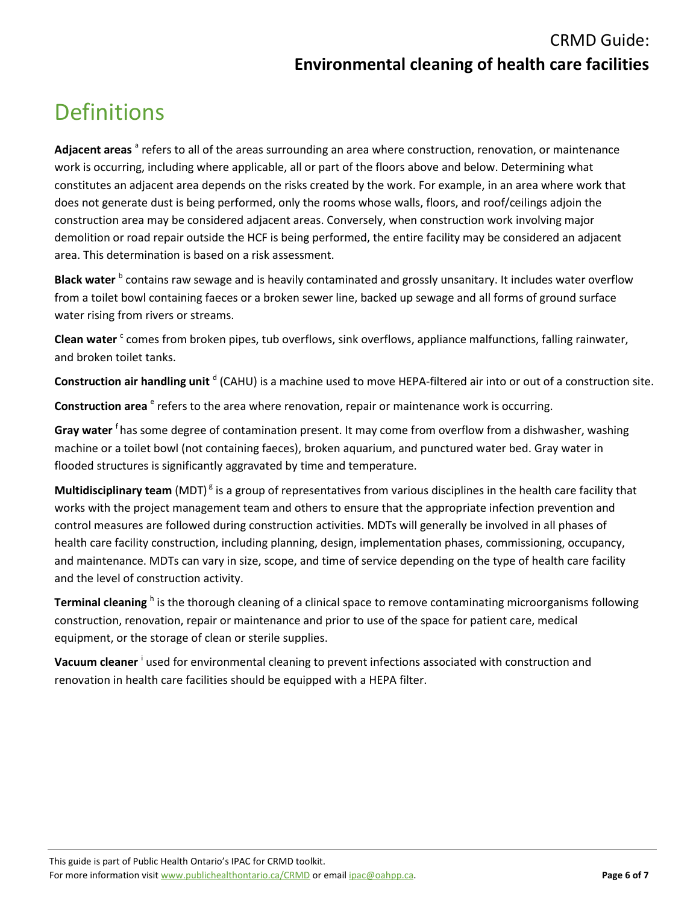# Definitions

**Adjacent areas** [a] refers to all of the areas surrounding an area where construction, renovation, or maintenance work is occurring, including where applicable, all or part of the floors above and below. Determining what constitutes an adjacent area depends on the risks created by the work. For example, in an area where work that does not generate dust is being performed, only the rooms whose walls, floors, and roof/ceilings adjoin the construction area may be considered adjacent areas. Conversely, when construction work involving major demolition or road repair outside the HCF is being performed, the entire facility may be considered an adjacent area. This determination is based on a risk assessment.

**Black water** [b] contains raw sewage and is heavily contaminated and grossly unsanitary. It includes water overflow from a toilet bowl containing faeces or a broken sewer line, backed up sewage and all forms of ground surface water rising from rivers or streams.

**Clean water** [c] comes from broken pipes, tub overflows, sink overflows, appliance malfunctions, falling rainwater, and broken toilet tanks.

**Construction air handling unit** [d] (CAHU) is a machine used to move HEPA-filtered air into or out of a construction site.

**Construction area** [e] refers to the area where renovation, repair or maintenance work is occurring.

**Gray water** [f] has some degree of contamination present. It may come from overflow from a dishwasher, washing machine or a toilet bowl (not containing faeces), broken aquarium, and punctured water bed. Gray water in flooded structures is significantly aggravated by time and temperature.

**Multidisciplinary team** (MDT) [g] is a group of representatives from various disciplines in the health care facility that works with the project management team and others to ensure that the appropriate infection prevention and control measures are followed during construction activities. MDTs will generally be involved in all phases of health care facility construction, including planning, design, implementation phases, commissioning, occupancy, and maintenance. MDTs can vary in size, scope, and time of service depending on the type of health care facility and the level of construction activity.

**Terminal cleaning** [h] is the thorough cleaning of a clinical space to remove contaminating microorganisms following construction, renovation, repair or maintenance and prior to use of the space for patient care, medical equipment, or the storage of clean or sterile supplies.

**Vacuum cleaner** [i] used for environmental cleaning to prevent infections associated with construction and renovation in health care facilities should be equipped with a HEPA filter.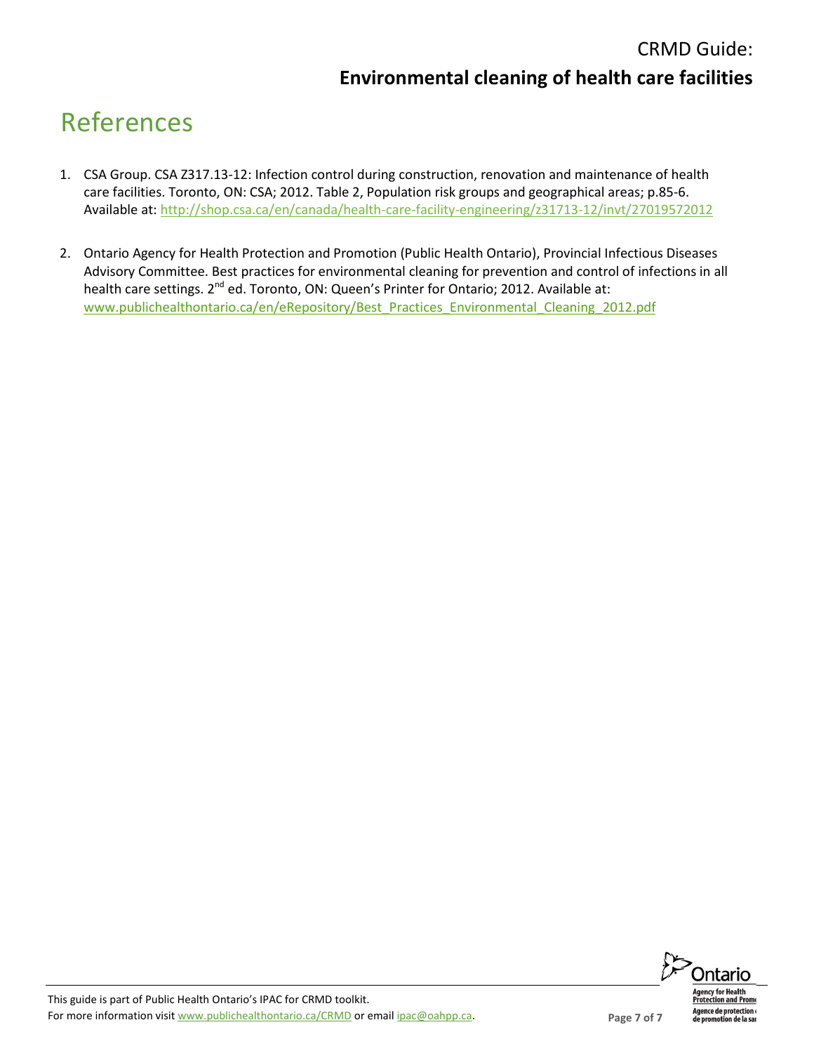# References

1. CSA Group. CSA Z317.13-12: Infection control during construction, renovation and maintenance of health care facilities. Toronto, ON: CSA; 2012. Table 2, Population risk groups and geographical areas; p.85-6. Available at: http://shop.csa.ca/en/canada/health-care-facility-engineering/z31713-12/invt/27019572012

2. Ontario Agency for Health Protection and Promotion (Public Health Ontario), Provincial Infectious Diseases Advisory Committee. Best practices for environmental cleaning for prevention and control of infections in all health care settings. 2nd ed. Toronto, ON: Queen's Printer for Ontario; 2012. Available at: www.publichealthontario.ca/en/eRepository/Best_Practices_Environmental_Cleaning_2012.pdf